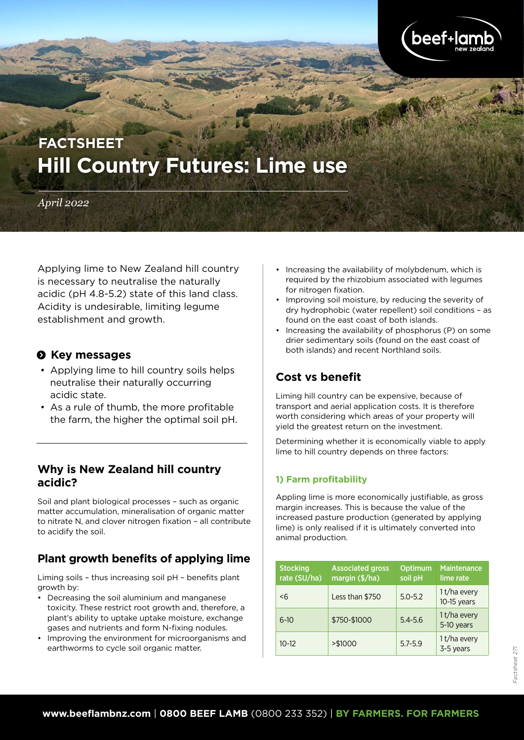FACTSHEET

# Hill Country Futures: Lime use

*April 2022*

Applying lime to New Zealand hill country is necessary to neutralise the naturally acidic (pH 4.8-5.2) state of this land class. Acidity is undesirable, limiting legume establishment and growth.

## Key messages

- Applying lime to hill country soils helps neutralise their naturally occurring acidic state.
- As a rule of thumb, the more profitable the farm, the higher the optimal soil pH.

## Why is New Zealand hill country acidic?

Soil and plant biological processes – such as organic matter accumulation, mineralisation of organic matter to nitrate N, and clover nitrogen fixation – all contribute to acidify the soil.

## Plant growth benefits of applying lime

Liming soils – thus increasing soil pH – benefits plant growth by:

- Decreasing the soil aluminium and manganese toxicity. These restrict root growth and, therefore, a plant's ability to uptake uptake moisture, exchange gases and nutrients and form N-fixing nodules.
- Improving the environment for microorganisms and earthworms to cycle soil organic matter.
- Increasing the availability of molybdenum, which is required by the rhizobium associated with legumes for nitrogen fixation.
- Improving soil moisture, by reducing the severity of dry hydrophobic (water repellent) soil conditions – as found on the east coast of both islands.
- Increasing the availability of phosphorus (P) on some drier sedimentary soils (found on the east coast of both islands) and recent Northland soils.

## Cost vs benefit

Liming hill country can be expensive, because of transport and aerial application costs. It is therefore worth considering which areas of your property will yield the greatest return on the investment.

Determining whether it is economically viable to apply lime to hill country depends on three factors:

### 1) Farm profitability

Appling lime is more economically justifiable, as gross margin increases. This is because the value of the increased pasture production (generated by applying lime) is only realised if it is ultimately converted into animal production.

| Stocking rate (SU/ha) | Associated gross margin ($/ha) | Optimum soil pH | Maintenance lime rate |
|---|---|---|---|
| <6 | Less than $750 | 5.0-5.2 | 1 t/ha every 10-15 years |
| 6-10 | $750-$1000 | 5.4-5.6 | 1 t/ha every 5-10 years |
| 10-12 | >$1000 | 5.7-5.9 | 1 t/ha every 3-5 years |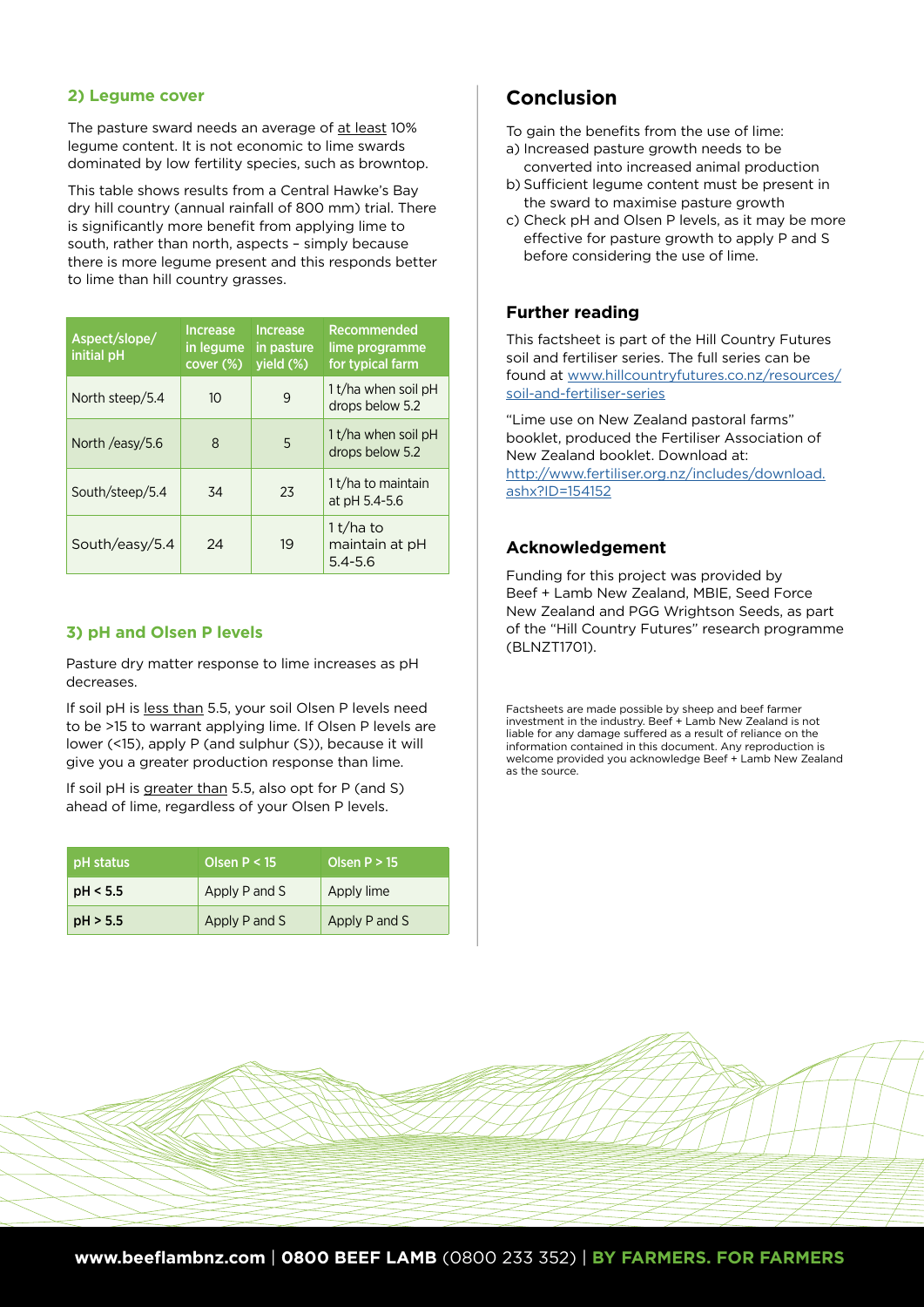### 2) Legume cover

The pasture sward needs an average of at least 10% legume content. It is not economic to lime swards dominated by low fertility species, such as browntop.

This table shows results from a Central Hawke's Bay dry hill country (annual rainfall of 800 mm) trial. There is significantly more benefit from applying lime to south, rather than north, aspects – simply because there is more legume present and this responds better to lime than hill country grasses.

| Aspect/slope/ initial pH | Increase in legume cover (%) | Increase in pasture yield (%) | Recommended lime programme for typical farm |
|---|---|---|---|
| North steep/5.4 | 10 | 9 | 1 t/ha when soil pH drops below 5.2 |
| North /easy/5.6 | 8 | 5 | 1 t/ha when soil pH drops below 5.2 |
| South/steep/5.4 | 34 | 23 | 1 t/ha to maintain at pH 5.4-5.6 |
| South/easy/5.4 | 24 | 19 | 1 t/ha to maintain at pH 5.4-5.6 |

### 3) pH and Olsen P levels

Pasture dry matter response to lime increases as pH decreases.

If soil pH is less than 5.5, your soil Olsen P levels need to be >15 to warrant applying lime. If Olsen P levels are lower (<15), apply P (and sulphur (S)), because it will give you a greater production response than lime.

If soil pH is greater than 5.5, also opt for P (and S) ahead of lime, regardless of your Olsen P levels.

| pH status | Olsen P < 15 | Olsen P > 15 |
|---|---|---|
| **pH < 5.5** | Apply P and S | Apply lime |
| **pH > 5.5** | Apply P and S | Apply P and S |

## Conclusion

To gain the benefits from the use of lime:

a) Increased pasture growth needs to be converted into increased animal production
b) Sufficient legume content must be present in the sward to maximise pasture growth
c) Check pH and Olsen P levels, as it may be more effective for pasture growth to apply P and S before considering the use of lime.

### Further reading

This factsheet is part of the Hill Country Futures soil and fertiliser series. The full series can be found at www.hillcountryfutures.co.nz/resources/soil-and-fertiliser-series

"Lime use on New Zealand pastoral farms" booklet, produced the Fertiliser Association of New Zealand booklet. Download at: http://www.fertiliser.org.nz/includes/download.ashx?ID=154152

### Acknowledgement

Funding for this project was provided by Beef + Lamb New Zealand, MBIE, Seed Force New Zealand and PGG Wrightson Seeds, as part of the "Hill Country Futures" research programme (BLNZT1701).

Factsheets are made possible by sheep and beef farmer investment in the industry. Beef + Lamb New Zealand is not liable for any damage suffered as a result of reliance on the information contained in this document. Any reproduction is welcome provided you acknowledge Beef + Lamb New Zealand as the source.

**www.beeflambnz.com** | **0800 BEEF LAMB** (0800 233 352) | **BY FARMERS. FOR FARMERS**